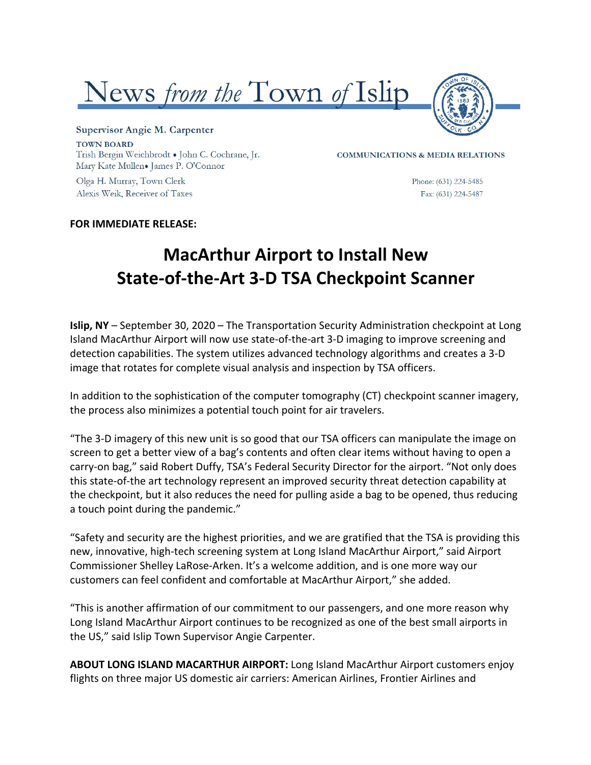# News *from the* Town *of* Islip

**Supervisor Angie M. Carpenter**

**TOWN BOARD**
Trish Bergin Weichbrodt • John C. Cochrane, Jr.
Mary Kate Mullen• James P. O'Connor

Olga H. Murray, Town Clerk
Alexis Weik, Receiver of Taxes

**COMMUNICATIONS & MEDIA RELATIONS**

Phone: (631) 224-5485
Fax: (631) 224-5487

**FOR IMMEDIATE RELEASE:**

# MacArthur Airport to Install New State-of-the-Art 3-D TSA Checkpoint Scanner

**Islip, NY** – September 30, 2020 – The Transportation Security Administration checkpoint at Long Island MacArthur Airport will now use state-of-the-art 3-D imaging to improve screening and detection capabilities. The system utilizes advanced technology algorithms and creates a 3-D image that rotates for complete visual analysis and inspection by TSA officers.

In addition to the sophistication of the computer tomography (CT) checkpoint scanner imagery, the process also minimizes a potential touch point for air travelers.

"The 3-D imagery of this new unit is so good that our TSA officers can manipulate the image on screen to get a better view of a bag's contents and often clear items without having to open a carry-on bag," said Robert Duffy, TSA's Federal Security Director for the airport. "Not only does this state-of-the art technology represent an improved security threat detection capability at the checkpoint, but it also reduces the need for pulling aside a bag to be opened, thus reducing a touch point during the pandemic."

"Safety and security are the highest priorities, and we are gratified that the TSA is providing this new, innovative, high-tech screening system at Long Island MacArthur Airport," said Airport Commissioner Shelley LaRose-Arken. It's a welcome addition, and is one more way our customers can feel confident and comfortable at MacArthur Airport," she added.

"This is another affirmation of our commitment to our passengers, and one more reason why Long Island MacArthur Airport continues to be recognized as one of the best small airports in the US," said Islip Town Supervisor Angie Carpenter.

**ABOUT LONG ISLAND MACARTHUR AIRPORT:** Long Island MacArthur Airport customers enjoy flights on three major US domestic air carriers: American Airlines, Frontier Airlines and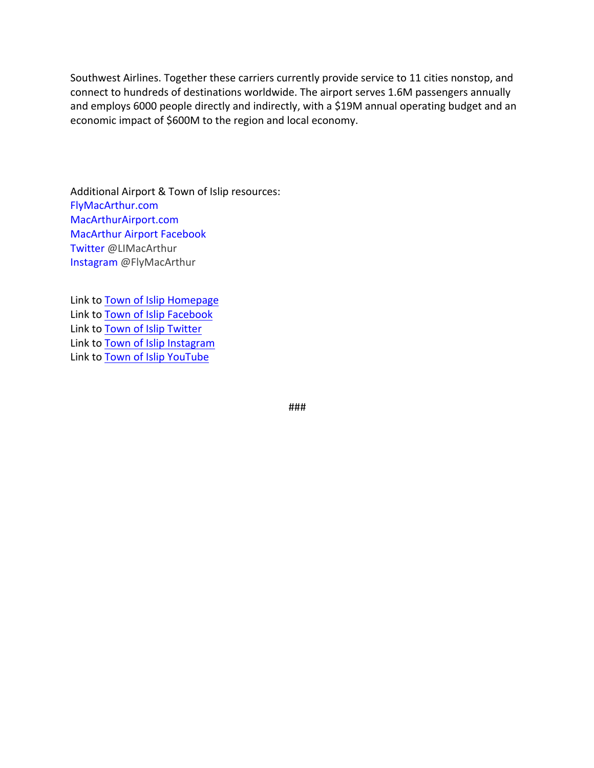Southwest Airlines. Together these carriers currently provide service to 11 cities nonstop, and connect to hundreds of destinations worldwide. The airport serves 1.6M passengers annually and employs 6000 people directly and indirectly, with a $19M annual operating budget and an economic impact of $600M to the region and local economy.

Additional Airport & Town of Islip resources:
FlyMacArthur.com
MacArthurAirport.com
MacArthur Airport Facebook
Twitter @LIMacArthur
Instagram @FlyMacArthur

Link to Town of Islip Homepage
Link to Town of Islip Facebook
Link to Town of Islip Twitter
Link to Town of Islip Instagram
Link to Town of Islip YouTube

###